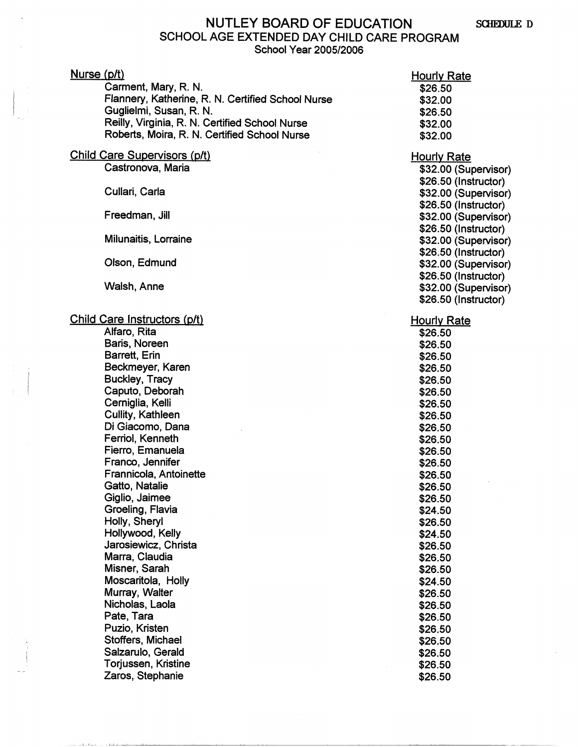# NUTLEY BOARD OF EDUCATION

SCHEDULE D

## SCHOOL AGE EXTENDED DAY CHILD CARE PROGRAM

School Year 2005/2006

| Nurse (p/t) | Hourly Rate |
|---|---|
| Carment, Mary, R. N. | $26.50 |
| Flannery, Katherine, R. N. Certified School Nurse | $32.00 |
| Guglielmi, Susan, R. N. | $26.50 |
| Reilly, Virginia, R. N. Certified School Nurse | $32.00 |
| Roberts, Moira, R. N. Certified School Nurse | $32.00 |

| Child Care Supervisors (p/t) | Hourly Rate |
|---|---|
| Castronova, Maria | $32.00 (Supervisor)<br>$26.50 (Instructor) |
| Cullari, Carla | $32.00 (Supervisor)<br>$26.50 (Instructor) |
| Freedman, Jill | $32.00 (Supervisor)<br>$26.50 (Instructor) |
| Milunaitis, Lorraine | $32.00 (Supervisor)<br>$26.50 (Instructor) |
| Olson, Edmund | $32.00 (Supervisor)<br>$26.50 (Instructor) |
| Walsh, Anne | $32.00 (Supervisor)<br>$26.50 (Instructor) |

| Child Care Instructors (p/t) | Hourly Rate |
|---|---|
| Alfaro, Rita | $26.50 |
| Baris, Noreen | $26.50 |
| Barrett, Erin | $26.50 |
| Beckmeyer, Karen | $26.50 |
| Buckley, Tracy | $26.50 |
| Caputo, Deborah | $26.50 |
| Cerniglia, Kelli | $26.50 |
| Cullity, Kathleen | $26.50 |
| Di Giacomo, Dana | $26.50 |
| Ferriol, Kenneth | $26.50 |
| Fierro, Emanuela | $26.50 |
| Franco, Jennifer | $26.50 |
| Frannicola, Antoinette | $26.50 |
| Gatto, Natalie | $26.50 |
| Giglio, Jaimee | $26.50 |
| Groeling, Flavia | $24.50 |
| Holly, Sheryl | $26.50 |
| Hollywood, Kelly | $24.50 |
| Jarosiewicz, Christa | $26.50 |
| Marra, Claudia | $26.50 |
| Misner, Sarah | $26.50 |
| Moscaritola, Holly | $24.50 |
| Murray, Walter | $26.50 |
| Nicholas, Laola | $26.50 |
| Pate, Tara | $26.50 |
| Puzio, Kristen | $26.50 |
| Stoffers, Michael | $26.50 |
| Salzarulo, Gerald | $26.50 |
| Torjussen, Kristine | $26.50 |
| Zaros, Stephanie | $26.50 |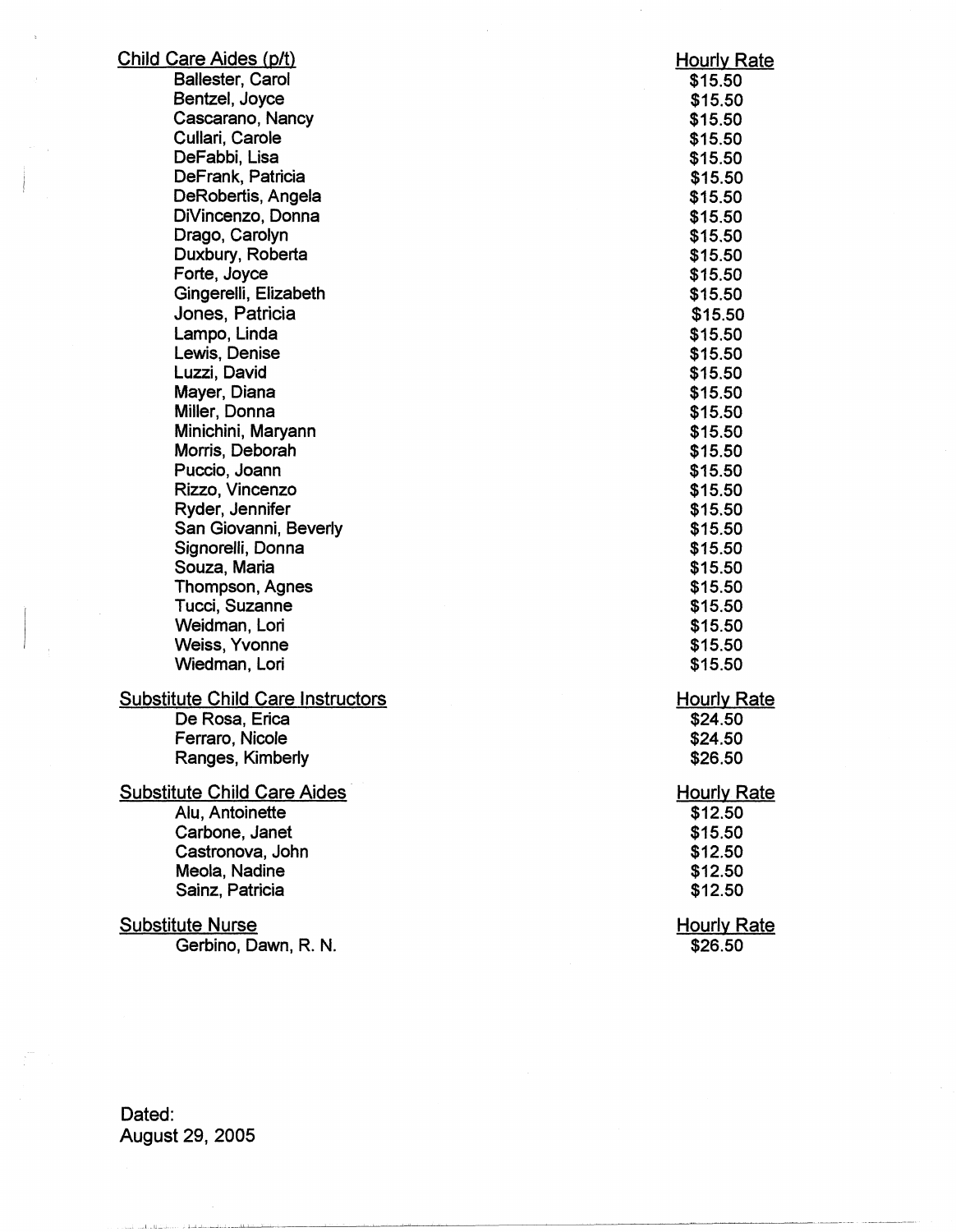| Child Care Aides (p/t) | Hourly Rate |
| --- | --- |
| Ballester, Carol | $15.50 |
| Bentzel, Joyce | $15.50 |
| Cascarano, Nancy | $15.50 |
| Cullari, Carole | $15.50 |
| DeFabbi, Lisa | $15.50 |
| DeFrank, Patricia | $15.50 |
| DeRobertis, Angela | $15.50 |
| DiVincenzo, Donna | $15.50 |
| Drago, Carolyn | $15.50 |
| Duxbury, Roberta | $15.50 |
| Forte, Joyce | $15.50 |
| Gingerelli, Elizabeth | $15.50 |
| Jones, Patricia | $15.50 |
| Lampo, Linda | $15.50 |
| Lewis, Denise | $15.50 |
| Luzzi, David | $15.50 |
| Mayer, Diana | $15.50 |
| Miller, Donna | $15.50 |
| Minichini, Maryann | $15.50 |
| Morris, Deborah | $15.50 |
| Puccio, Joann | $15.50 |
| Rizzo, Vincenzo | $15.50 |
| Ryder, Jennifer | $15.50 |
| San Giovanni, Beverly | $15.50 |
| Signorelli, Donna | $15.50 |
| Souza, Maria | $15.50 |
| Thompson, Agnes | $15.50 |
| Tucci, Suzanne | $15.50 |
| Weidman, Lori | $15.50 |
| Weiss, Yvonne | $15.50 |
| Wiedman, Lori | $15.50 |

| Substitute Child Care Instructors | Hourly Rate |
| --- | --- |
| De Rosa, Erica | $24.50 |
| Ferraro, Nicole | $24.50 |
| Ranges, Kimberly | $26.50 |

| Substitute Child Care Aides | Hourly Rate |
| --- | --- |
| Alu, Antoinette | $12.50 |
| Carbone, Janet | $15.50 |
| Castronova, John | $12.50 |
| Meola, Nadine | $12.50 |
| Sainz, Patricia | $12.50 |

| Substitute Nurse | Hourly Rate |
| --- | --- |
| Gerbino, Dawn, R. N. | $26.50 |

Dated:
August 29, 2005